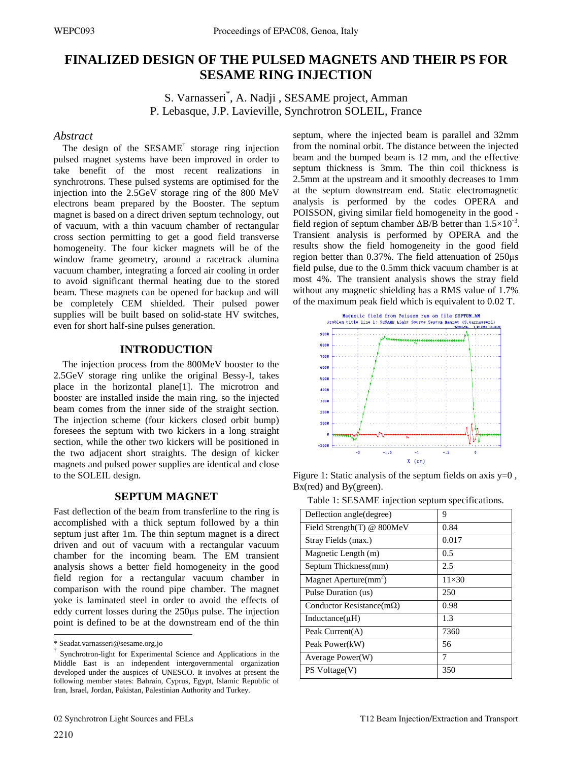# FINALIZED DESIGN OF THE PULSED MAGNETS AND THEIR PS FOR SESAME RING INJECTION

S. Varnasseri*, A. Nadji , SESAME project, Amman
P. Lebasque, J.P. Lavieville, Synchrotron SOLEIL, France

## *Abstract*

The design of the SESAME[†] storage ring injection pulsed magnet systems have been improved in order to take benefit of the most recent realizations in synchrotrons. These pulsed systems are optimised for the injection into the 2.5GeV storage ring of the 800 MeV electrons beam prepared by the Booster. The septum magnet is based on a direct driven septum technology, out of vacuum, with a thin vacuum chamber of rectangular cross section permitting to get a good field transverse homogeneity. The four kicker magnets will be of the window frame geometry, around a racetrack alumina vacuum chamber, integrating a forced air cooling in order to avoid significant thermal heating due to the stored beam. These magnets can be opened for backup and will be completely CEM shielded. Their pulsed power supplies will be built based on solid-state HV switches, even for short half-sine pulses generation.

## INTRODUCTION

The injection process from the 800MeV booster to the 2.5GeV storage ring unlike the original Bessy-I, takes place in the horizontal plane[1]. The microtron and booster are installed inside the main ring, so the injected beam comes from the inner side of the straight section. The injection scheme (four kickers closed orbit bump) foresees the septum with two kickers in a long straight section, while the other two kickers will be positioned in the two adjacent short straights. The design of kicker magnets and pulsed power supplies are identical and close to the SOLEIL design.

## SEPTUM MAGNET

Fast deflection of the beam from transferline to the ring is accomplished with a thick septum followed by a thin septum just after 1m. The thin septum magnet is a direct driven and out of vacuum with a rectangular vacuum chamber for the incoming beam. The EM transient analysis shows a better field homogeneity in the good field region for a rectangular vacuum chamber in comparison with the round pipe chamber. The magnet yoke is laminated steel in order to avoid the effects of eddy current losses during the 250µs pulse. The injection point is defined to be at the downstream end of the thin septum, where the injected beam is parallel and 32mm from the nominal orbit. The distance between the injected beam and the bumped beam is 12 mm, and the effective septum thickness is 3mm. The thin coil thickness is 2.5mm at the upstream and it smoothly decreases to 1mm at the septum downstream end. Static electromagnetic analysis is performed by the codes OPERA and POISSON, giving similar field homogeneity in the good - field region of septum chamber $\Delta B/B$ better than $1.5\times10^{-3}$. Transient analysis is performed by OPERA and the results show the field homogeneity in the good field region better than 0.37%. The field attenuation of 250µs field pulse, due to the 0.5mm thick vacuum chamber is at most 4%. The transient analysis shows the stray field without any magnetic shielding has a RMS value of 1.7% of the maximum peak field which is equivalent to 0.02 T.

Figure 1: Static analysis of the septum fields on axis y=0 , Bx(red) and By(green).

Table 1: SESAME injection septum specifications.

| | |
|---|---|
| Deflection angle(degree) | 9 |
| Field Strength(T) @ 800MeV | 0.84 |
| Stray Fields (max.) | 0.017 |
| Magnetic Length (m) | 0.5 |
| Septum Thickness(mm) | 2.5 |
| Magnet Aperture($mm^2$) | 11×30 |
| Pulse Duration (us) | 250 |
| Conductor Resistance(mΩ) | 0.98 |
| Inductance(µH) | 1.3 |
| Peak Current(A) | 7360 |
| Peak Power(kW) | 56 |
| Average Power(W) | 7 |
| PS Voltage(V) | 350 |

---

* Seadat.varnasseri@sesame.org.jo

† Synchrotron-light for Experimental Science and Applications in the Middle East is an independent intergovernmental organization developed under the auspices of UNESCO. It involves at present the following member states: Bahrain, Cyprus, Egypt, Islamic Republic of Iran, Israel, Jordan, Pakistan, Palestinian Authority and Turkey.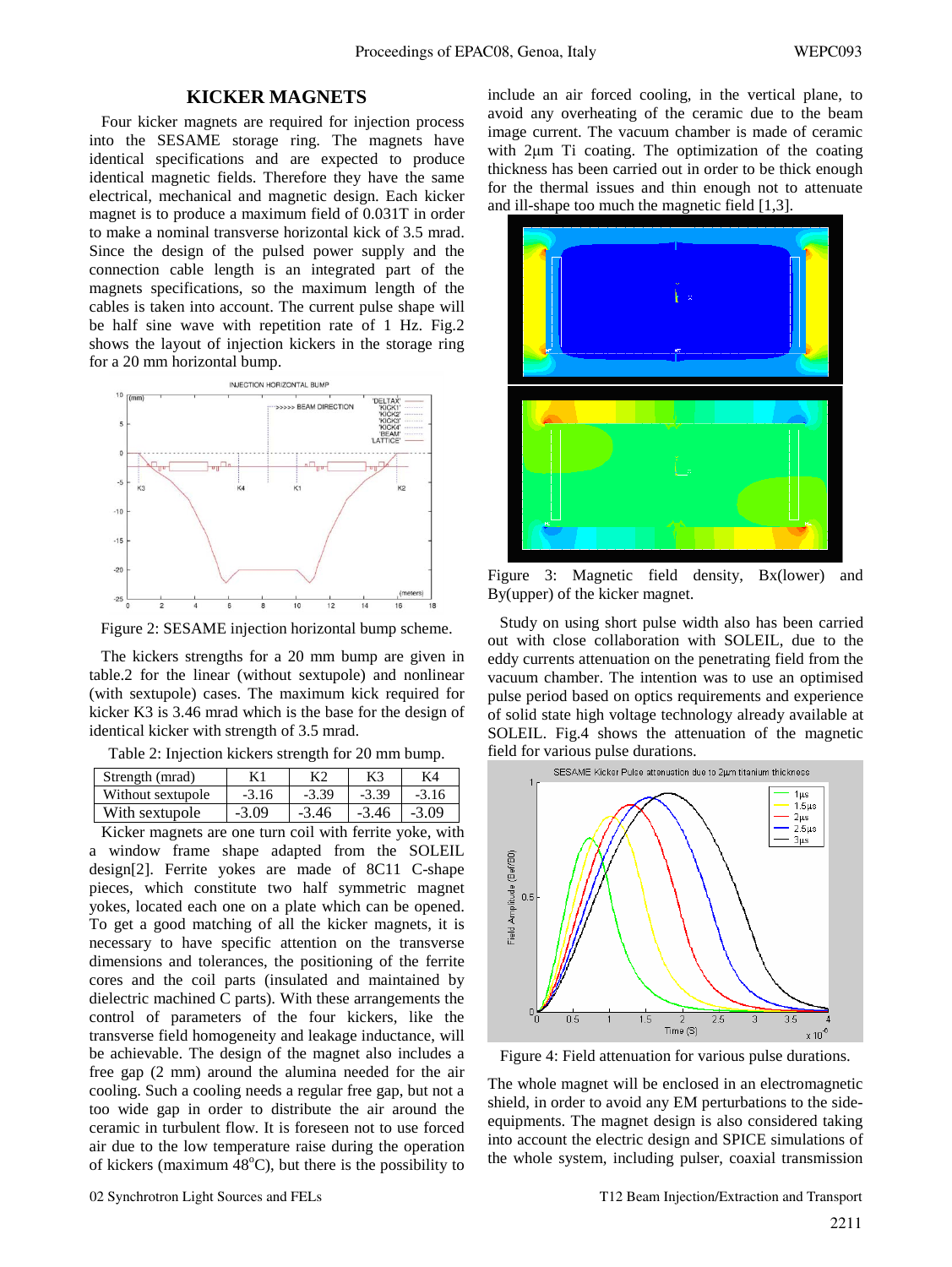## KICKER MAGNETS

Four kicker magnets are required for injection process into the SESAME storage ring. The magnets have identical specifications and are expected to produce identical magnetic fields. Therefore they have the same electrical, mechanical and magnetic design. Each kicker magnet is to produce a maximum field of 0.031T in order to make a nominal transverse horizontal kick of 3.5 mrad. Since the design of the pulsed power supply and the connection cable length is an integrated part of the magnets specifications, so the maximum length of the cables is taken into account. The current pulse shape will be half sine wave with repetition rate of 1 Hz. Fig.2 shows the layout of injection kickers in the storage ring for a 20 mm horizontal bump.

Figure 2: SESAME injection horizontal bump scheme.

The kickers strengths for a 20 mm bump are given in table.2 for the linear (without sextupole) and nonlinear (with sextupole) cases. The maximum kick required for kicker K3 is 3.46 mrad which is the base for the design of identical kicker with strength of 3.5 mrad.

Table 2: Injection kickers strength for 20 mm bump.

| Strength (mrad) | K1 | K2 | K3 | K4 |
|---|---|---|---|---|
| Without sextupole | -3.16 | -3.39 | -3.39 | -3.16 |
| With sextupole | -3.09 | -3.46 | -3.46 | -3.09 |

Kicker magnets are one turn coil with ferrite yoke, with a window frame shape adapted from the SOLEIL design[2]. Ferrite yokes are made of 8C11 C-shape pieces, which constitute two half symmetric magnet yokes, located each one on a plate which can be opened. To get a good matching of all the kicker magnets, it is necessary to have specific attention on the transverse dimensions and tolerances, the positioning of the ferrite cores and the coil parts (insulated and maintained by dielectric machined C parts). With these arrangements the control of parameters of the four kickers, like the transverse field homogeneity and leakage inductance, will be achievable. The design of the magnet also includes a free gap (2 mm) around the alumina needed for the air cooling. Such a cooling needs a regular free gap, but not a too wide gap in order to distribute the air around the ceramic in turbulent flow. It is foreseen not to use forced air due to the low temperature raise during the operation of kickers (maximum 48°C), but there is the possibility to include an air forced cooling, in the vertical plane, to avoid any overheating of the ceramic due to the beam image current. The vacuum chamber is made of ceramic with 2μm Ti coating. The optimization of the coating thickness has been carried out in order to be thick enough for the thermal issues and thin enough not to attenuate and ill-shape too much the magnetic field [1,3].

Figure 3: Magnetic field density, Bx(lower) and By(upper) of the kicker magnet.

Study on using short pulse width also has been carried out with close collaboration with SOLEIL, due to the eddy currents attenuation on the penetrating field from the vacuum chamber. The intention was to use an optimised pulse period based on optics requirements and experience of solid state high voltage technology already available at SOLEIL. Fig.4 shows the attenuation of the magnetic field for various pulse durations.

Figure 4: Field attenuation for various pulse durations.

The whole magnet will be enclosed in an electromagnetic shield, in order to avoid any EM perturbations to the side-equipments. The magnet design is also considered taking into account the electric design and SPICE simulations of the whole system, including pulser, coaxial transmission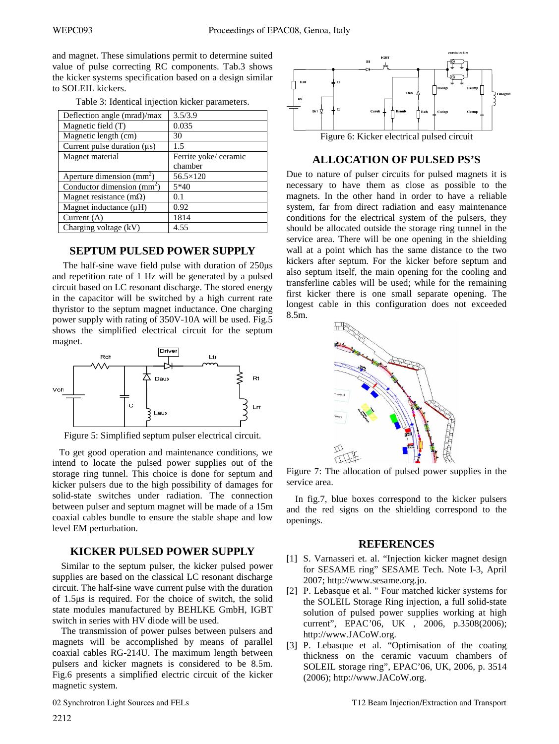and magnet. These simulations permit to determine suited value of pulse correcting RC components. Tab.3 shows the kicker systems specification based on a design similar to SOLEIL kickers.

Table 3: Identical injection kicker parameters.

| | |
|---|---|
| Deflection angle (mrad)/max | 3.5/3.9 |
| Magnetic field (T) | 0.035 |
| Magnetic length (cm) | 30 |
| Current pulse duration (μs) | 1.5 |
| Magnet material | Ferrite yoke/ ceramic chamber |
| Aperture dimension ($mm^2$) | 56.5×120 |
| Conductor dimension ($mm^2$) | 5*40 |
| Magnet resistance (mΩ) | 0.1 |
| Magnet inductance (μH) | 0.92 |
| Current (A) | 1814 |
| Charging voltage (kV) | 4.55 |

## SEPTUM PULSED POWER SUPPLY

The half-sine wave field pulse with duration of 250μs and repetition rate of 1 Hz will be generated by a pulsed circuit based on LC resonant discharge. The stored energy in the capacitor will be switched by a high current rate thyristor to the septum magnet inductance. One charging power supply with rating of 350V-10A will be used. Fig.5 shows the simplified electrical circuit for the septum magnet.

Figure 5: Simplified septum pulser electrical circuit.

To get good operation and maintenance conditions, we intend to locate the pulsed power supplies out of the storage ring tunnel. This choice is done for septum and kicker pulsers due to the high possibility of damages for solid-state switches under radiation. The connection between pulser and septum magnet will be made of a 15m coaxial cables bundle to ensure the stable shape and low level EM perturbation.

## KICKER PULSED POWER SUPPLY

Similar to the septum pulser, the kicker pulsed power supplies are based on the classical LC resonant discharge circuit. The half-sine wave current pulse with the duration of 1.5μs is required. For the choice of switch, the solid state modules manufactured by BEHLKE GmbH, IGBT switch in series with HV diode will be used.

The transmission of power pulses between pulsers and magnets will be accomplished by means of parallel coaxial cables RG-214U. The maximum length between pulsers and kicker magnets is considered to be 8.5m. Fig.6 presents a simplified electric circuit of the kicker magnetic system.

Figure 6: Kicker electrical pulsed circuit

## ALLOCATION OF PULSED PS'S

Due to nature of pulser circuits for pulsed magnets it is necessary to have them as close as possible to the magnets. In the other hand in order to have a reliable system, far from direct radiation and easy maintenance conditions for the electrical system of the pulsers, they should be allocated outside the storage ring tunnel in the service area. There will be one opening in the shielding wall at a point which has the same distance to the two kickers after septum. For the kicker before septum and also septum itself, the main opening for the cooling and transferline cables will be used; while for the remaining first kicker there is one small separate opening. The longest cable in this configuration does not exceed 8.5m.

Figure 7: The allocation of pulsed power supplies in the service area.

In fig.7, blue boxes correspond to the kicker pulsers and the red signs on the shielding correspond to the openings.

## REFERENCES

[1] S. Varnasseri et. al. "Injection kicker magnet design for SESAME ring" SESAME Tech. Note I-3, April 2007; http://www.sesame.org.jo.

[2] P. Lebasque et al. " Four matched kicker systems for the SOLEIL Storage Ring injection, a full solid-state solution of pulsed power supplies working at high current", EPAC'06, UK , 2006, p.3508(2006); http://www.JACoW.org.

[3] P. Lebasque et al. "Optimisation of the coating thickness on the ceramic vacuum chambers of SOLEIL storage ring", EPAC'06, UK, 2006, p. 3514 (2006); http://www.JACoW.org.